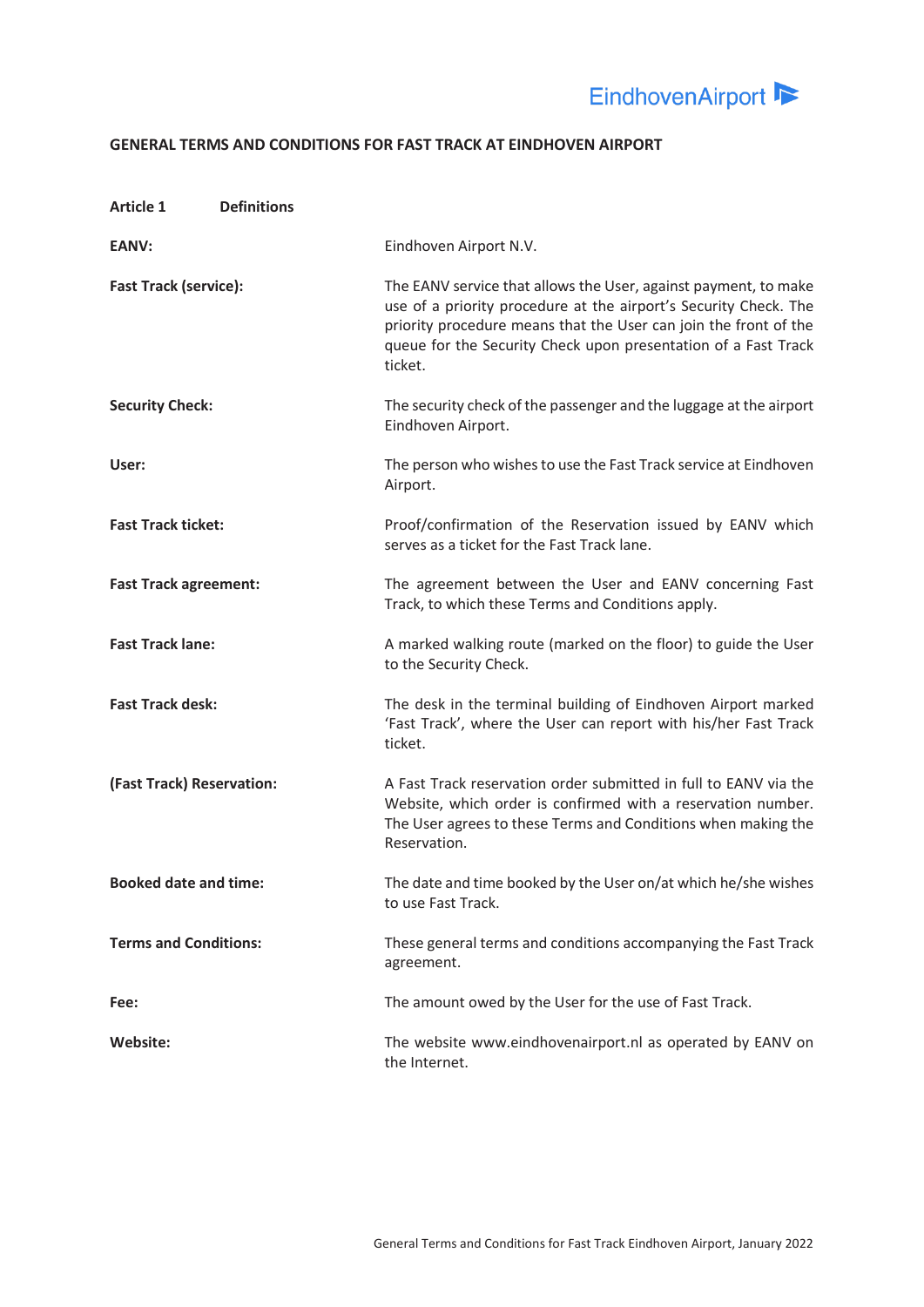# GENERAL TERMS AND CONDITIONS FOR FAST TRACK AT EINDHOVEN AIRPORT

## Article 1 Definitions

**EANV:** Eindhoven Airport N.V.

**Fast Track (service):** The EANV service that allows the User, against payment, to make use of a priority procedure at the airport's Security Check. The priority procedure means that the User can join the front of the queue for the Security Check upon presentation of a Fast Track ticket.

**Security Check:** The security check of the passenger and the luggage at the airport Eindhoven Airport.

**User:** The person who wishes to use the Fast Track service at Eindhoven Airport.

**Fast Track ticket:** Proof/confirmation of the Reservation issued by EANV which serves as a ticket for the Fast Track lane.

**Fast Track agreement:** The agreement between the User and EANV concerning Fast Track, to which these Terms and Conditions apply.

**Fast Track lane:** A marked walking route (marked on the floor) to guide the User to the Security Check.

**Fast Track desk:** The desk in the terminal building of Eindhoven Airport marked 'Fast Track', where the User can report with his/her Fast Track ticket.

**(Fast Track) Reservation:** A Fast Track reservation order submitted in full to EANV via the Website, which order is confirmed with a reservation number. The User agrees to these Terms and Conditions when making the Reservation.

**Booked date and time:** The date and time booked by the User on/at which he/she wishes to use Fast Track.

**Terms and Conditions:** These general terms and conditions accompanying the Fast Track agreement.

**Fee:** The amount owed by the User for the use of Fast Track.

**Website:** The website www.eindhovenairport.nl as operated by EANV on the Internet.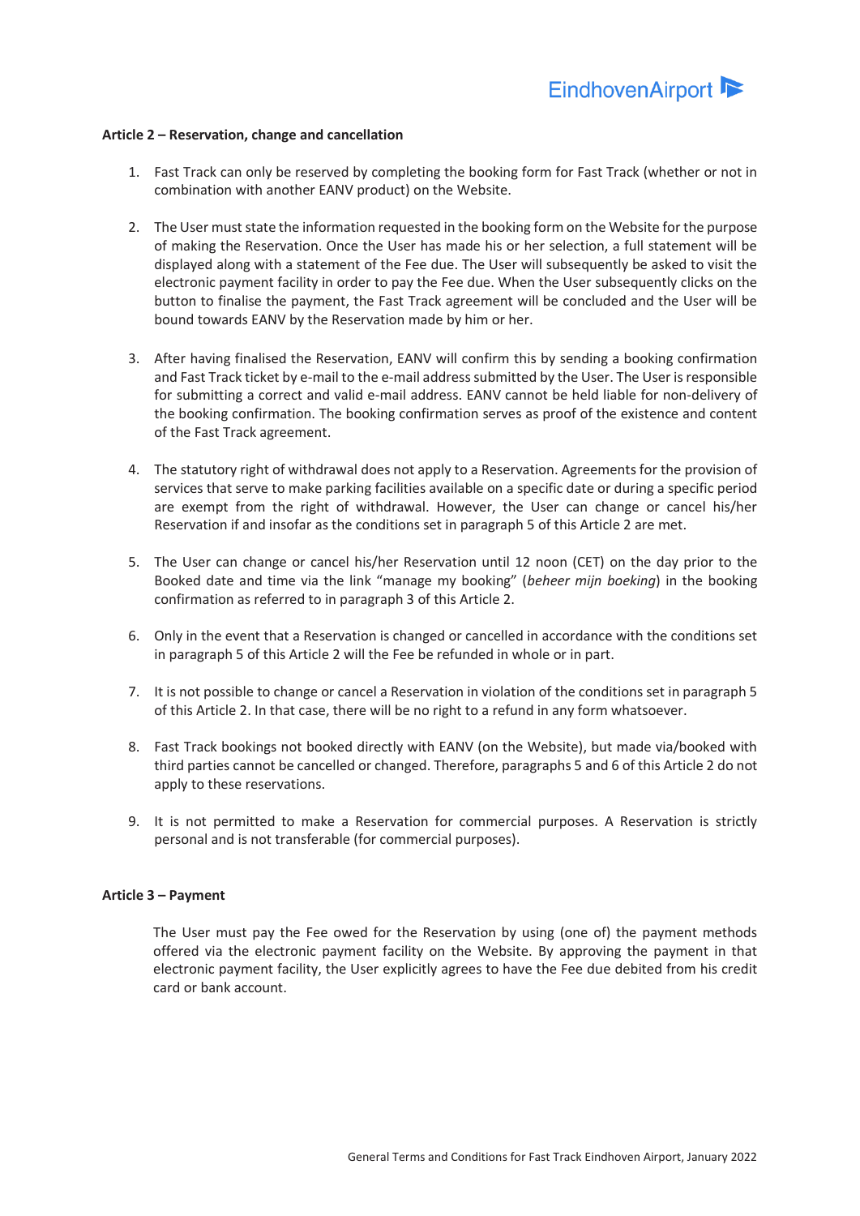**Article 2 – Reservation, change and cancellation**

1. Fast Track can only be reserved by completing the booking form for Fast Track (whether or not in combination with another EANV product) on the Website.

2. The User must state the information requested in the booking form on the Website for the purpose of making the Reservation. Once the User has made his or her selection, a full statement will be displayed along with a statement of the Fee due. The User will subsequently be asked to visit the electronic payment facility in order to pay the Fee due. When the User subsequently clicks on the button to finalise the payment, the Fast Track agreement will be concluded and the User will be bound towards EANV by the Reservation made by him or her.

3. After having finalised the Reservation, EANV will confirm this by sending a booking confirmation and Fast Track ticket by e-mail to the e-mail address submitted by the User. The User is responsible for submitting a correct and valid e-mail address. EANV cannot be held liable for non-delivery of the booking confirmation. The booking confirmation serves as proof of the existence and content of the Fast Track agreement.

4. The statutory right of withdrawal does not apply to a Reservation. Agreements for the provision of services that serve to make parking facilities available on a specific date or during a specific period are exempt from the right of withdrawal. However, the User can change or cancel his/her Reservation if and insofar as the conditions set in paragraph 5 of this Article 2 are met.

5. The User can change or cancel his/her Reservation until 12 noon (CET) on the day prior to the Booked date and time via the link "manage my booking" (*beheer mijn boeking*) in the booking confirmation as referred to in paragraph 3 of this Article 2.

6. Only in the event that a Reservation is changed or cancelled in accordance with the conditions set in paragraph 5 of this Article 2 will the Fee be refunded in whole or in part.

7. It is not possible to change or cancel a Reservation in violation of the conditions set in paragraph 5 of this Article 2. In that case, there will be no right to a refund in any form whatsoever.

8. Fast Track bookings not booked directly with EANV (on the Website), but made via/booked with third parties cannot be cancelled or changed. Therefore, paragraphs 5 and 6 of this Article 2 do not apply to these reservations.

9. It is not permitted to make a Reservation for commercial purposes. A Reservation is strictly personal and is not transferable (for commercial purposes).

**Article 3 – Payment**

The User must pay the Fee owed for the Reservation by using (one of) the payment methods offered via the electronic payment facility on the Website. By approving the payment in that electronic payment facility, the User explicitly agrees to have the Fee due debited from his credit card or bank account.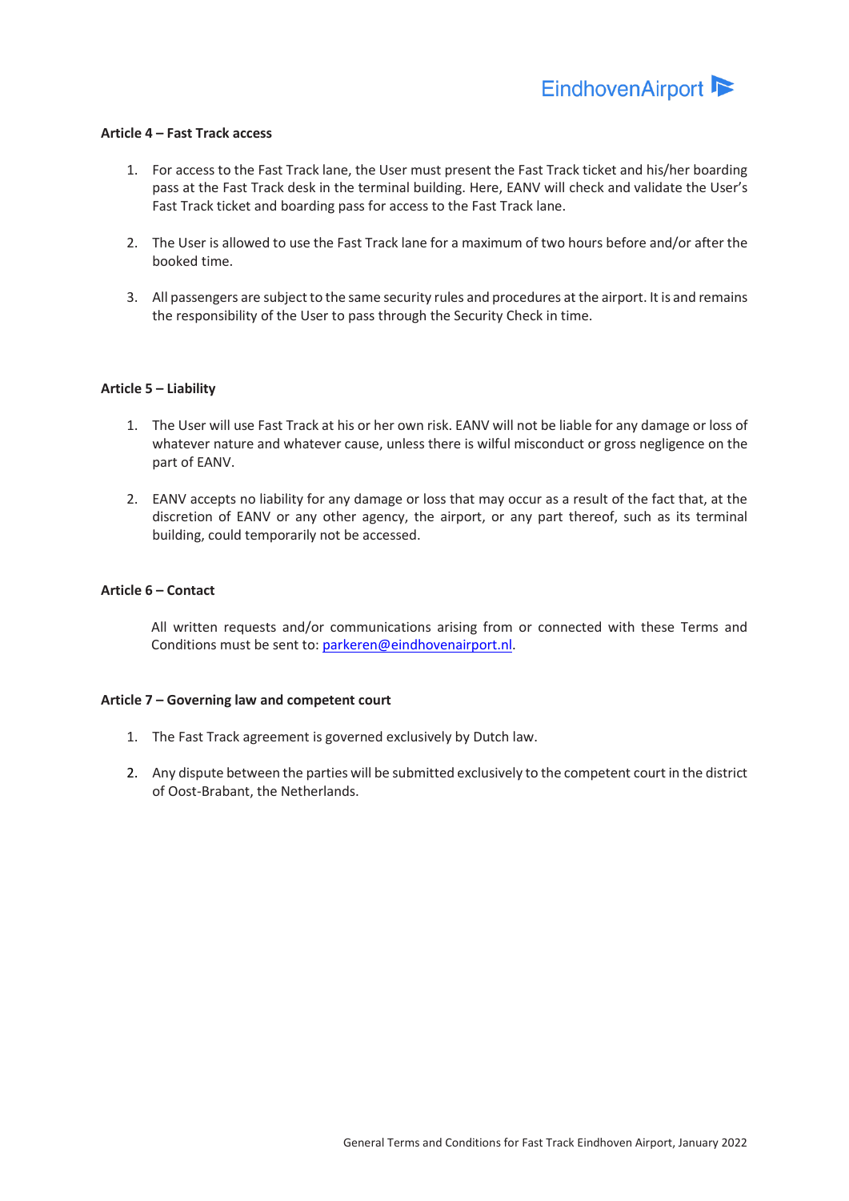**Article 4 – Fast Track access**

1. For access to the Fast Track lane, the User must present the Fast Track ticket and his/her boarding pass at the Fast Track desk in the terminal building. Here, EANV will check and validate the User's Fast Track ticket and boarding pass for access to the Fast Track lane.

2. The User is allowed to use the Fast Track lane for a maximum of two hours before and/or after the booked time.

3. All passengers are subject to the same security rules and procedures at the airport. It is and remains the responsibility of the User to pass through the Security Check in time.

**Article 5 – Liability**

1. The User will use Fast Track at his or her own risk. EANV will not be liable for any damage or loss of whatever nature and whatever cause, unless there is wilful misconduct or gross negligence on the part of EANV.

2. EANV accepts no liability for any damage or loss that may occur as a result of the fact that, at the discretion of EANV or any other agency, the airport, or any part thereof, such as its terminal building, could temporarily not be accessed.

**Article 6 – Contact**

All written requests and/or communications arising from or connected with these Terms and Conditions must be sent to: parkeren@eindhovenairport.nl.

**Article 7 – Governing law and competent court**

1. The Fast Track agreement is governed exclusively by Dutch law.

2. Any dispute between the parties will be submitted exclusively to the competent court in the district of Oost-Brabant, the Netherlands.